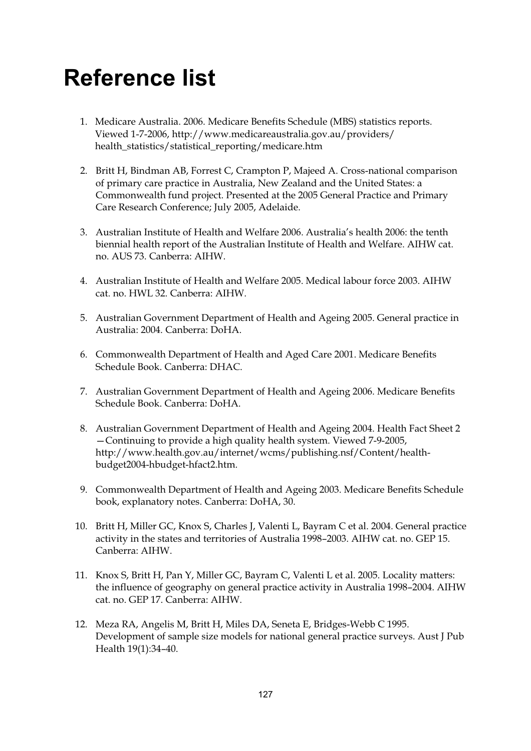# Reference list

1. Medicare Australia. 2006. Medicare Benefits Schedule (MBS) statistics reports. Viewed 1-7-2006, http://www.medicareaustralia.gov.au/providers/health_statistics/statistical_reporting/medicare.htm

2. Britt H, Bindman AB, Forrest C, Crampton P, Majeed A. Cross-national comparison of primary care practice in Australia, New Zealand and the United States: a Commonwealth fund project. Presented at the 2005 General Practice and Primary Care Research Conference; July 2005, Adelaide.

3. Australian Institute of Health and Welfare 2006. Australia's health 2006: the tenth biennial health report of the Australian Institute of Health and Welfare. AIHW cat. no. AUS 73. Canberra: AIHW.

4. Australian Institute of Health and Welfare 2005. Medical labour force 2003. AIHW cat. no. HWL 32. Canberra: AIHW.

5. Australian Government Department of Health and Ageing 2005. General practice in Australia: 2004. Canberra: DoHA.

6. Commonwealth Department of Health and Aged Care 2001. Medicare Benefits Schedule Book. Canberra: DHAC.

7. Australian Government Department of Health and Ageing 2006. Medicare Benefits Schedule Book. Canberra: DoHA.

8. Australian Government Department of Health and Ageing 2004. Health Fact Sheet 2—Continuing to provide a high quality health system. Viewed 7-9-2005, http://www.health.gov.au/internet/wcms/publishing.nsf/Content/health-budget2004-hbudget-hfact2.htm.

9. Commonwealth Department of Health and Ageing 2003. Medicare Benefits Schedule book, explanatory notes. Canberra: DoHA, 30.

10. Britt H, Miller GC, Knox S, Charles J, Valenti L, Bayram C et al. 2004. General practice activity in the states and territories of Australia 1998–2003. AIHW cat. no. GEP 15. Canberra: AIHW.

11. Knox S, Britt H, Pan Y, Miller GC, Bayram C, Valenti L et al. 2005. Locality matters: the influence of geography on general practice activity in Australia 1998–2004. AIHW cat. no. GEP 17. Canberra: AIHW.

12. Meza RA, Angelis M, Britt H, Miles DA, Seneta E, Bridges-Webb C 1995. Development of sample size models for national general practice surveys. Aust J Pub Health 19(1):34–40.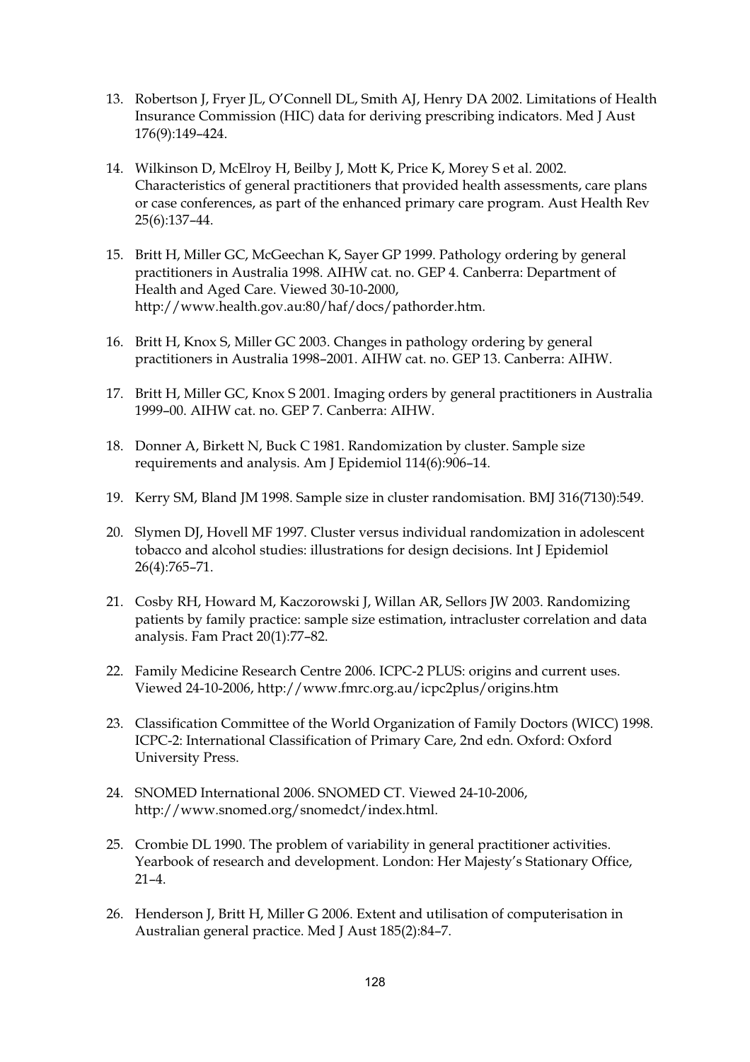13. Robertson J, Fryer JL, O'Connell DL, Smith AJ, Henry DA 2002. Limitations of Health Insurance Commission (HIC) data for deriving prescribing indicators. Med J Aust 176(9):149–424.

14. Wilkinson D, McElroy H, Beilby J, Mott K, Price K, Morey S et al. 2002. Characteristics of general practitioners that provided health assessments, care plans or case conferences, as part of the enhanced primary care program. Aust Health Rev 25(6):137–44.

15. Britt H, Miller GC, McGeechan K, Sayer GP 1999. Pathology ordering by general practitioners in Australia 1998. AIHW cat. no. GEP 4. Canberra: Department of Health and Aged Care. Viewed 30-10-2000, http://www.health.gov.au:80/haf/docs/pathorder.htm.

16. Britt H, Knox S, Miller GC 2003. Changes in pathology ordering by general practitioners in Australia 1998–2001. AIHW cat. no. GEP 13. Canberra: AIHW.

17. Britt H, Miller GC, Knox S 2001. Imaging orders by general practitioners in Australia 1999–00. AIHW cat. no. GEP 7. Canberra: AIHW.

18. Donner A, Birkett N, Buck C 1981. Randomization by cluster. Sample size requirements and analysis. Am J Epidemiol 114(6):906–14.

19. Kerry SM, Bland JM 1998. Sample size in cluster randomisation. BMJ 316(7130):549.

20. Slymen DJ, Hovell MF 1997. Cluster versus individual randomization in adolescent tobacco and alcohol studies: illustrations for design decisions. Int J Epidemiol 26(4):765–71.

21. Cosby RH, Howard M, Kaczorowski J, Willan AR, Sellors JW 2003. Randomizing patients by family practice: sample size estimation, intracluster correlation and data analysis. Fam Pract 20(1):77–82.

22. Family Medicine Research Centre 2006. ICPC-2 PLUS: origins and current uses. Viewed 24-10-2006, http://www.fmrc.org.au/icpc2plus/origins.htm

23. Classification Committee of the World Organization of Family Doctors (WICC) 1998. ICPC-2: International Classification of Primary Care, 2nd edn. Oxford: Oxford University Press.

24. SNOMED International 2006. SNOMED CT. Viewed 24-10-2006, http://www.snomed.org/snomedct/index.html.

25. Crombie DL 1990. The problem of variability in general practitioner activities. Yearbook of research and development. London: Her Majesty's Stationary Office, 21–4.

26. Henderson J, Britt H, Miller G 2006. Extent and utilisation of computerisation in Australian general practice. Med J Aust 185(2):84–7.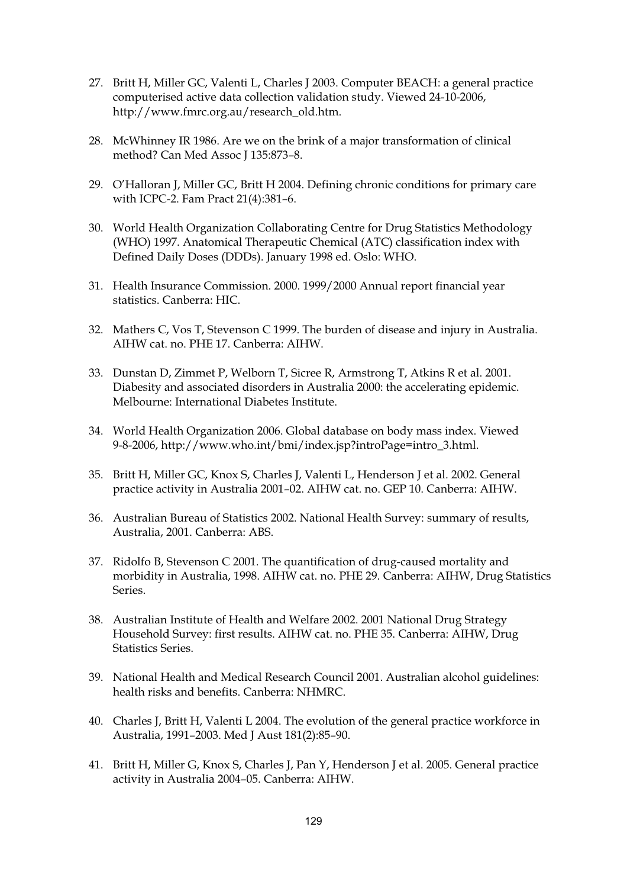27. Britt H, Miller GC, Valenti L, Charles J 2003. Computer BEACH: a general practice computerised active data collection validation study. Viewed 24-10-2006, http://www.fmrc.org.au/research_old.htm.

28. McWhinney IR 1986. Are we on the brink of a major transformation of clinical method? Can Med Assoc J 135:873–8.

29. O'Halloran J, Miller GC, Britt H 2004. Defining chronic conditions for primary care with ICPC-2. Fam Pract 21(4):381–6.

30. World Health Organization Collaborating Centre for Drug Statistics Methodology (WHO) 1997. Anatomical Therapeutic Chemical (ATC) classification index with Defined Daily Doses (DDDs). January 1998 ed. Oslo: WHO.

31. Health Insurance Commission. 2000. 1999/2000 Annual report financial year statistics. Canberra: HIC.

32. Mathers C, Vos T, Stevenson C 1999. The burden of disease and injury in Australia. AIHW cat. no. PHE 17. Canberra: AIHW.

33. Dunstan D, Zimmet P, Welborn T, Sicree R, Armstrong T, Atkins R et al. 2001. Diabesity and associated disorders in Australia 2000: the accelerating epidemic. Melbourne: International Diabetes Institute.

34. World Health Organization 2006. Global database on body mass index. Viewed 9-8-2006, http://www.who.int/bmi/index.jsp?introPage=intro_3.html.

35. Britt H, Miller GC, Knox S, Charles J, Valenti L, Henderson J et al. 2002. General practice activity in Australia 2001–02. AIHW cat. no. GEP 10. Canberra: AIHW.

36. Australian Bureau of Statistics 2002. National Health Survey: summary of results, Australia, 2001. Canberra: ABS.

37. Ridolfo B, Stevenson C 2001. The quantification of drug-caused mortality and morbidity in Australia, 1998. AIHW cat. no. PHE 29. Canberra: AIHW, Drug Statistics Series.

38. Australian Institute of Health and Welfare 2002. 2001 National Drug Strategy Household Survey: first results. AIHW cat. no. PHE 35. Canberra: AIHW, Drug Statistics Series.

39. National Health and Medical Research Council 2001. Australian alcohol guidelines: health risks and benefits. Canberra: NHMRC.

40. Charles J, Britt H, Valenti L 2004. The evolution of the general practice workforce in Australia, 1991–2003. Med J Aust 181(2):85–90.

41. Britt H, Miller G, Knox S, Charles J, Pan Y, Henderson J et al. 2005. General practice activity in Australia 2004–05. Canberra: AIHW.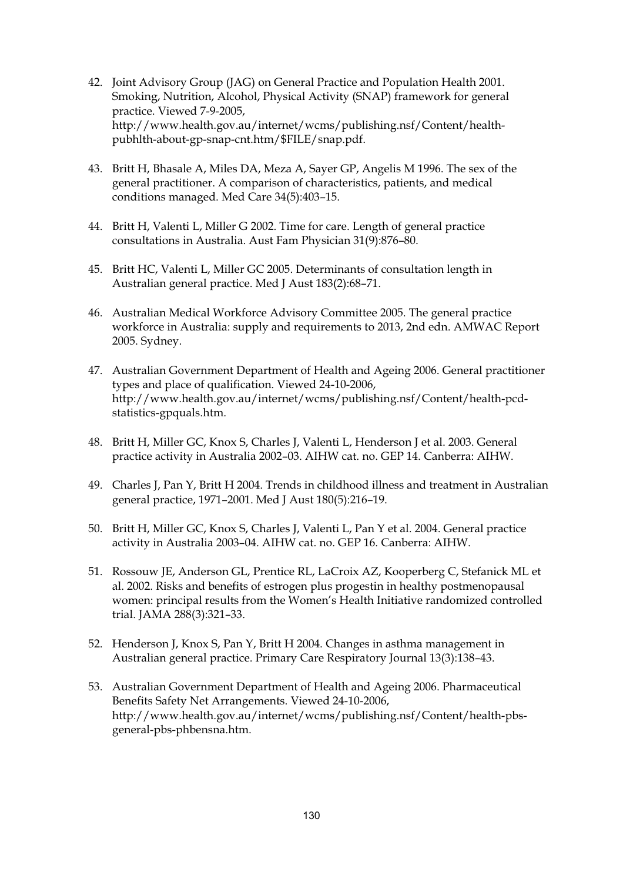42. Joint Advisory Group (JAG) on General Practice and Population Health 2001. Smoking, Nutrition, Alcohol, Physical Activity (SNAP) framework for general practice. Viewed 7-9-2005, http://www.health.gov.au/internet/wcms/publishing.nsf/Content/health-pubhlth-about-gp-snap-cnt.htm/$FILE/snap.pdf.

43. Britt H, Bhasale A, Miles DA, Meza A, Sayer GP, Angelis M 1996. The sex of the general practitioner. A comparison of characteristics, patients, and medical conditions managed. Med Care 34(5):403–15.

44. Britt H, Valenti L, Miller G 2002. Time for care. Length of general practice consultations in Australia. Aust Fam Physician 31(9):876–80.

45. Britt HC, Valenti L, Miller GC 2005. Determinants of consultation length in Australian general practice. Med J Aust 183(2):68–71.

46. Australian Medical Workforce Advisory Committee 2005. The general practice workforce in Australia: supply and requirements to 2013, 2nd edn. AMWAC Report 2005. Sydney.

47. Australian Government Department of Health and Ageing 2006. General practitioner types and place of qualification. Viewed 24-10-2006, http://www.health.gov.au/internet/wcms/publishing.nsf/Content/health-pcd-statistics-gpquals.htm.

48. Britt H, Miller GC, Knox S, Charles J, Valenti L, Henderson J et al. 2003. General practice activity in Australia 2002–03. AIHW cat. no. GEP 14. Canberra: AIHW.

49. Charles J, Pan Y, Britt H 2004. Trends in childhood illness and treatment in Australian general practice, 1971–2001. Med J Aust 180(5):216–19.

50. Britt H, Miller GC, Knox S, Charles J, Valenti L, Pan Y et al. 2004. General practice activity in Australia 2003–04. AIHW cat. no. GEP 16. Canberra: AIHW.

51. Rossouw JE, Anderson GL, Prentice RL, LaCroix AZ, Kooperberg C, Stefanick ML et al. 2002. Risks and benefits of estrogen plus progestin in healthy postmenopausal women: principal results from the Women's Health Initiative randomized controlled trial. JAMA 288(3):321–33.

52. Henderson J, Knox S, Pan Y, Britt H 2004. Changes in asthma management in Australian general practice. Primary Care Respiratory Journal 13(3):138–43.

53. Australian Government Department of Health and Ageing 2006. Pharmaceutical Benefits Safety Net Arrangements. Viewed 24-10-2006, http://www.health.gov.au/internet/wcms/publishing.nsf/Content/health-pbs-general-pbs-phbensna.htm.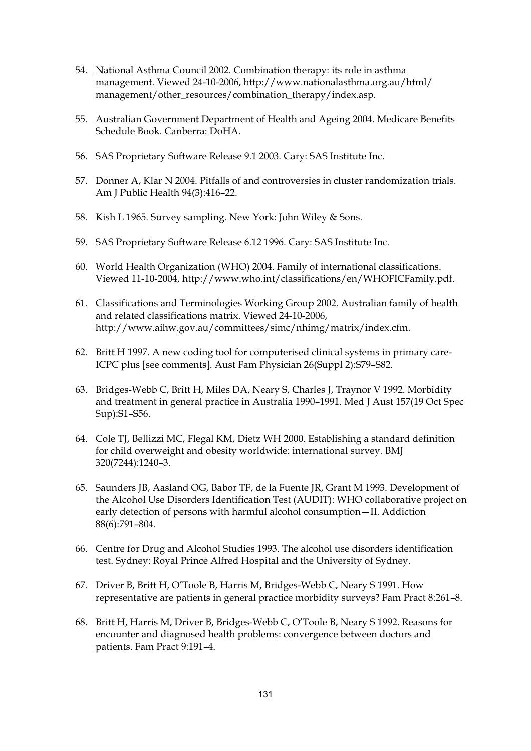54. National Asthma Council 2002. Combination therapy: its role in asthma management. Viewed 24-10-2006, http://www.nationalasthma.org.au/html/management/other_resources/combination_therapy/index.asp.

55. Australian Government Department of Health and Ageing 2004. Medicare Benefits Schedule Book. Canberra: DoHA.

56. SAS Proprietary Software Release 9.1 2003. Cary: SAS Institute Inc.

57. Donner A, Klar N 2004. Pitfalls of and controversies in cluster randomization trials. Am J Public Health 94(3):416–22.

58. Kish L 1965. Survey sampling. New York: John Wiley & Sons.

59. SAS Proprietary Software Release 6.12 1996. Cary: SAS Institute Inc.

60. World Health Organization (WHO) 2004. Family of international classifications. Viewed 11-10-2004, http://www.who.int/classifications/en/WHOFICFamily.pdf.

61. Classifications and Terminologies Working Group 2002. Australian family of health and related classifications matrix. Viewed 24-10-2006, http://www.aihw.gov.au/committees/simc/nhimg/matrix/index.cfm.

62. Britt H 1997. A new coding tool for computerised clinical systems in primary care-ICPC plus [see comments]. Aust Fam Physician 26(Suppl 2):S79–S82.

63. Bridges-Webb C, Britt H, Miles DA, Neary S, Charles J, Traynor V 1992. Morbidity and treatment in general practice in Australia 1990–1991. Med J Aust 157(19 Oct Spec Sup):S1–S56.

64. Cole TJ, Bellizzi MC, Flegal KM, Dietz WH 2000. Establishing a standard definition for child overweight and obesity worldwide: international survey. BMJ 320(7244):1240–3.

65. Saunders JB, Aasland OG, Babor TF, de la Fuente JR, Grant M 1993. Development of the Alcohol Use Disorders Identification Test (AUDIT): WHO collaborative project on early detection of persons with harmful alcohol consumption—II. Addiction 88(6):791–804.

66. Centre for Drug and Alcohol Studies 1993. The alcohol use disorders identification test. Sydney: Royal Prince Alfred Hospital and the University of Sydney.

67. Driver B, Britt H, O'Toole B, Harris M, Bridges-Webb C, Neary S 1991. How representative are patients in general practice morbidity surveys? Fam Pract 8:261–8.

68. Britt H, Harris M, Driver B, Bridges-Webb C, O'Toole B, Neary S 1992. Reasons for encounter and diagnosed health problems: convergence between doctors and patients. Fam Pract 9:191–4.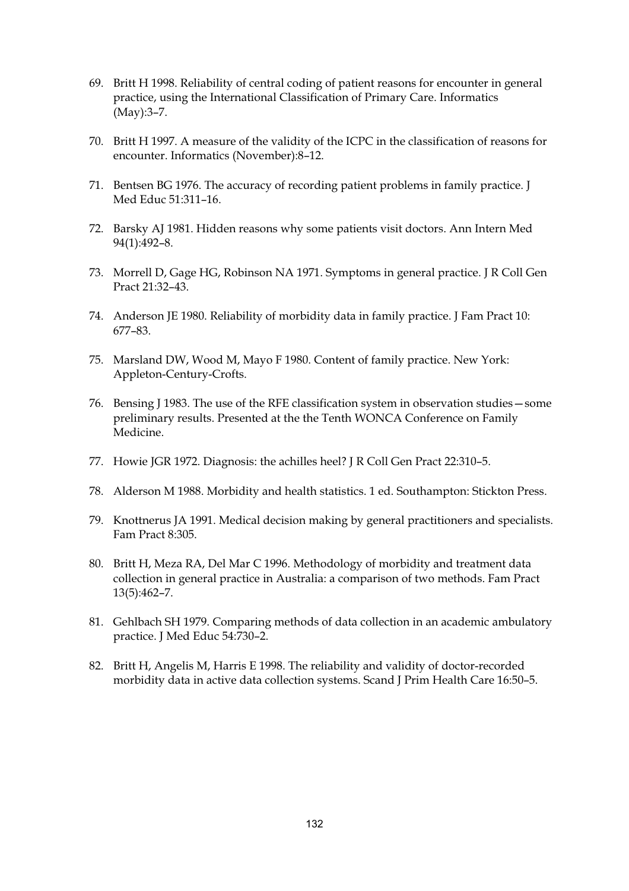69. Britt H 1998. Reliability of central coding of patient reasons for encounter in general practice, using the International Classification of Primary Care. Informatics (May):3–7.

70. Britt H 1997. A measure of the validity of the ICPC in the classification of reasons for encounter. Informatics (November):8–12.

71. Bentsen BG 1976. The accuracy of recording patient problems in family practice. J Med Educ 51:311–16.

72. Barsky AJ 1981. Hidden reasons why some patients visit doctors. Ann Intern Med 94(1):492–8.

73. Morrell D, Gage HG, Robinson NA 1971. Symptoms in general practice. J R Coll Gen Pract 21:32–43.

74. Anderson JE 1980. Reliability of morbidity data in family practice. J Fam Pract 10: 677–83.

75. Marsland DW, Wood M, Mayo F 1980. Content of family practice. New York: Appleton-Century-Crofts.

76. Bensing J 1983. The use of the RFE classification system in observation studies—some preliminary results. Presented at the the Tenth WONCA Conference on Family Medicine.

77. Howie JGR 1972. Diagnosis: the achilles heel? J R Coll Gen Pract 22:310–5.

78. Alderson M 1988. Morbidity and health statistics. 1 ed. Southampton: Stickton Press.

79. Knottnerus JA 1991. Medical decision making by general practitioners and specialists. Fam Pract 8:305.

80. Britt H, Meza RA, Del Mar C 1996. Methodology of morbidity and treatment data collection in general practice in Australia: a comparison of two methods. Fam Pract 13(5):462–7.

81. Gehlbach SH 1979. Comparing methods of data collection in an academic ambulatory practice. J Med Educ 54:730–2.

82. Britt H, Angelis M, Harris E 1998. The reliability and validity of doctor-recorded morbidity data in active data collection systems. Scand J Prim Health Care 16:50–5.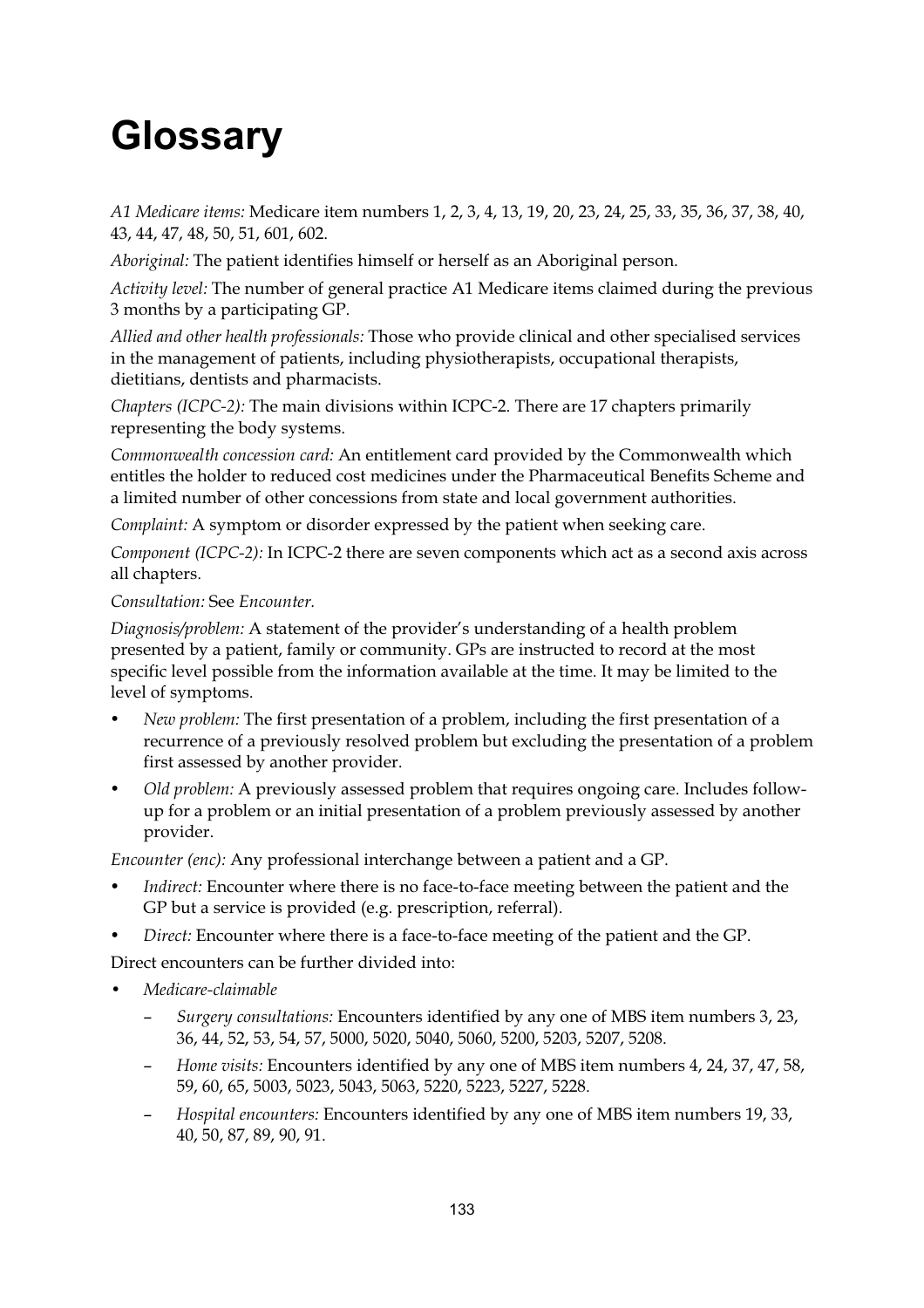# Glossary

*A1 Medicare items:* Medicare item numbers 1, 2, 3, 4, 13, 19, 20, 23, 24, 25, 33, 35, 36, 37, 38, 40, 43, 44, 47, 48, 50, 51, 601, 602.

*Aboriginal:* The patient identifies himself or herself as an Aboriginal person.

*Activity level:* The number of general practice A1 Medicare items claimed during the previous 3 months by a participating GP.

*Allied and other health professionals:* Those who provide clinical and other specialised services in the management of patients, including physiotherapists, occupational therapists, dietitians, dentists and pharmacists.

*Chapters (ICPC-2):* The main divisions within ICPC-2. There are 17 chapters primarily representing the body systems.

*Commonwealth concession card:* An entitlement card provided by the Commonwealth which entitles the holder to reduced cost medicines under the Pharmaceutical Benefits Scheme and a limited number of other concessions from state and local government authorities.

*Complaint:* A symptom or disorder expressed by the patient when seeking care.

*Component (ICPC-2):* In ICPC-2 there are seven components which act as a second axis across all chapters.

*Consultation:* See *Encounter.*

*Diagnosis/problem:* A statement of the provider's understanding of a health problem presented by a patient, family or community. GPs are instructed to record at the most specific level possible from the information available at the time. It may be limited to the level of symptoms.

- *New problem:* The first presentation of a problem, including the first presentation of a recurrence of a previously resolved problem but excluding the presentation of a problem first assessed by another provider.
- *Old problem:* A previously assessed problem that requires ongoing care. Includes follow-up for a problem or an initial presentation of a problem previously assessed by another provider.

*Encounter (enc):* Any professional interchange between a patient and a GP.

- *Indirect:* Encounter where there is no face-to-face meeting between the patient and the GP but a service is provided (e.g. prescription, referral).
- *Direct:* Encounter where there is a face-to-face meeting of the patient and the GP.

Direct encounters can be further divided into:

- *Medicare-claimable*
  - *Surgery consultations:* Encounters identified by any one of MBS item numbers 3, 23, 36, 44, 52, 53, 54, 57, 5000, 5020, 5040, 5060, 5200, 5203, 5207, 5208.
  - *Home visits:* Encounters identified by any one of MBS item numbers 4, 24, 37, 47, 58, 59, 60, 65, 5003, 5023, 5043, 5063, 5220, 5223, 5227, 5228.
  - *Hospital encounters:* Encounters identified by any one of MBS item numbers 19, 33, 40, 50, 87, 89, 90, 91.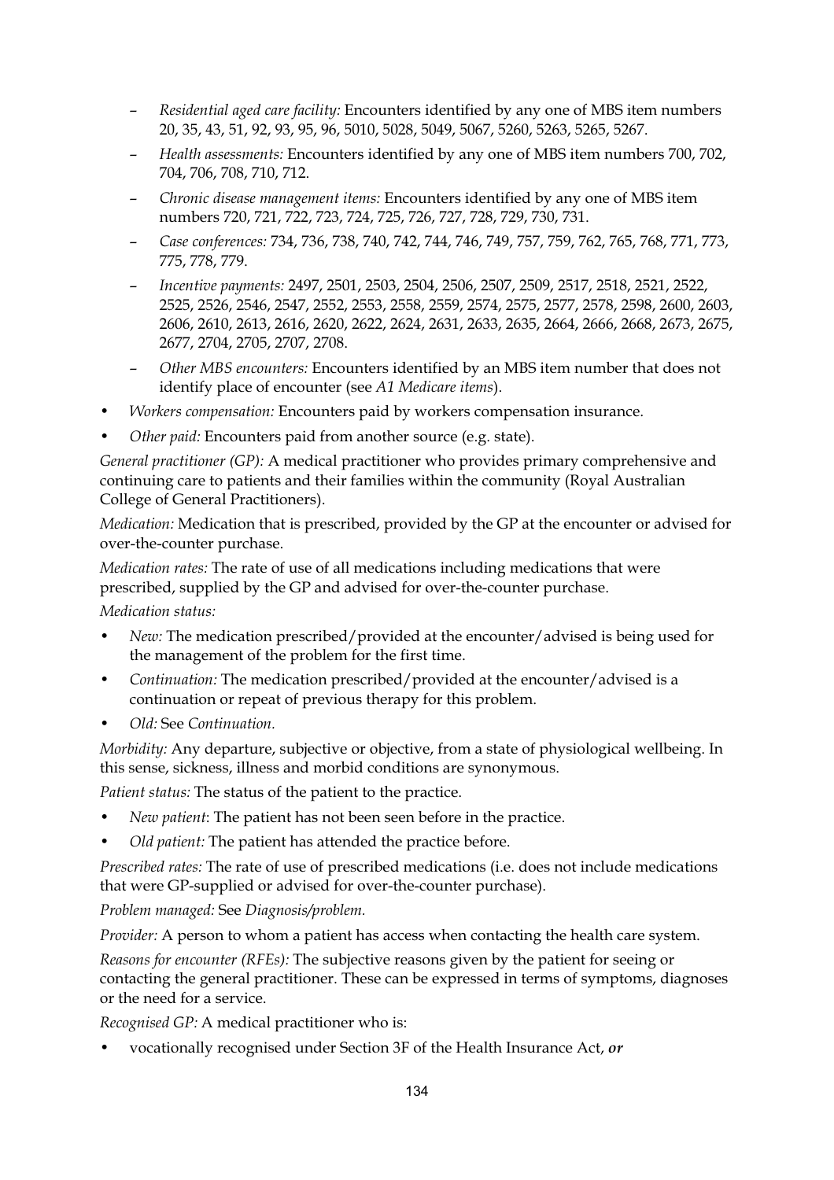- *Residential aged care facility:* Encounters identified by any one of MBS item numbers 20, 35, 43, 51, 92, 93, 95, 96, 5010, 5028, 5049, 5067, 5260, 5263, 5265, 5267.
  - *Health assessments:* Encounters identified by any one of MBS item numbers 700, 702, 704, 706, 708, 710, 712.
  - *Chronic disease management items:* Encounters identified by any one of MBS item numbers 720, 721, 722, 723, 724, 725, 726, 727, 728, 729, 730, 731.
  - *Case conferences:* 734, 736, 738, 740, 742, 744, 746, 749, 757, 759, 762, 765, 768, 771, 773, 775, 778, 779.
  - *Incentive payments:* 2497, 2501, 2503, 2504, 2506, 2507, 2509, 2517, 2518, 2521, 2522, 2525, 2526, 2546, 2547, 2552, 2553, 2558, 2559, 2574, 2575, 2577, 2578, 2598, 2600, 2603, 2606, 2610, 2613, 2616, 2620, 2622, 2624, 2631, 2633, 2635, 2664, 2666, 2668, 2673, 2675, 2677, 2704, 2705, 2707, 2708.
  - *Other MBS encounters:* Encounters identified by an MBS item number that does not identify place of encounter (see *A1 Medicare items*).
- *Workers compensation:* Encounters paid by workers compensation insurance.
- *Other paid:* Encounters paid from another source (e.g. state).

*General practitioner (GP):* A medical practitioner who provides primary comprehensive and continuing care to patients and their families within the community (Royal Australian College of General Practitioners).

*Medication:* Medication that is prescribed, provided by the GP at the encounter or advised for over-the-counter purchase.

*Medication rates:* The rate of use of all medications including medications that were prescribed, supplied by the GP and advised for over-the-counter purchase.

*Medication status:*

- *New:* The medication prescribed/provided at the encounter/advised is being used for the management of the problem for the first time.
- *Continuation:* The medication prescribed/provided at the encounter/advised is a continuation or repeat of previous therapy for this problem.
- *Old:* See *Continuation.*

*Morbidity:* Any departure, subjective or objective, from a state of physiological wellbeing. In this sense, sickness, illness and morbid conditions are synonymous.

*Patient status:* The status of the patient to the practice.

- *New patient*: The patient has not been seen before in the practice.
- *Old patient:* The patient has attended the practice before.

*Prescribed rates:* The rate of use of prescribed medications (i.e. does not include medications that were GP-supplied or advised for over-the-counter purchase).

*Problem managed:* See *Diagnosis/problem.*

*Provider:* A person to whom a patient has access when contacting the health care system.

*Reasons for encounter (RFEs):* The subjective reasons given by the patient for seeing or contacting the general practitioner. These can be expressed in terms of symptoms, diagnoses or the need for a service.

*Recognised GP:* A medical practitioner who is:

- vocationally recognised under Section 3F of the Health Insurance Act, ***or***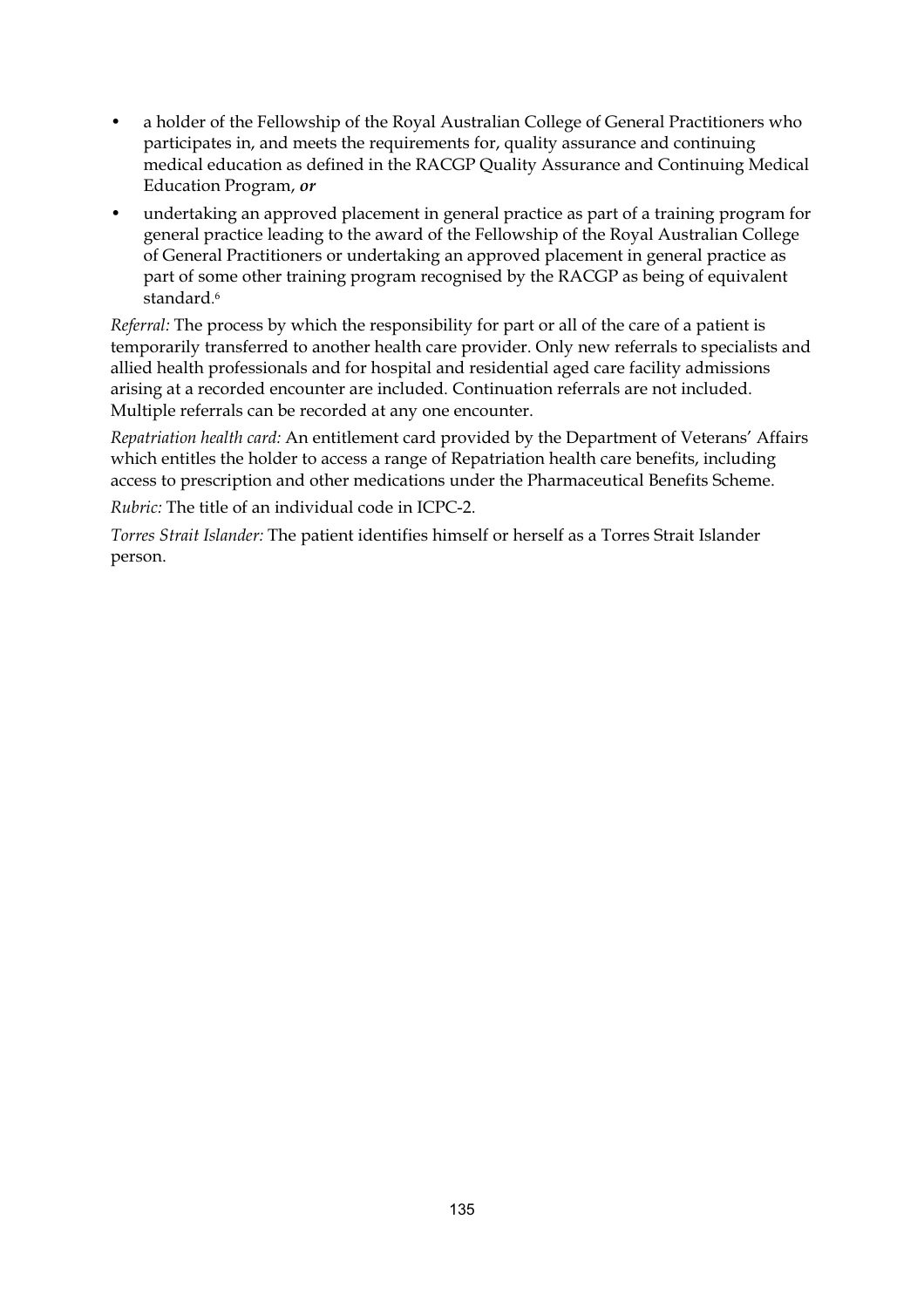- a holder of the Fellowship of the Royal Australian College of General Practitioners who participates in, and meets the requirements for, quality assurance and continuing medical education as defined in the RACGP Quality Assurance and Continuing Medical Education Program, ***or***
- undertaking an approved placement in general practice as part of a training program for general practice leading to the award of the Fellowship of the Royal Australian College of General Practitioners or undertaking an approved placement in general practice as part of some other training program recognised by the RACGP as being of equivalent standard.[6]

*Referral:* The process by which the responsibility for part or all of the care of a patient is temporarily transferred to another health care provider. Only new referrals to specialists and allied health professionals and for hospital and residential aged care facility admissions arising at a recorded encounter are included. Continuation referrals are not included. Multiple referrals can be recorded at any one encounter.

*Repatriation health card:* An entitlement card provided by the Department of Veterans' Affairs which entitles the holder to access a range of Repatriation health care benefits, including access to prescription and other medications under the Pharmaceutical Benefits Scheme.

*Rubric:* The title of an individual code in ICPC-2.

*Torres Strait Islander:* The patient identifies himself or herself as a Torres Strait Islander person.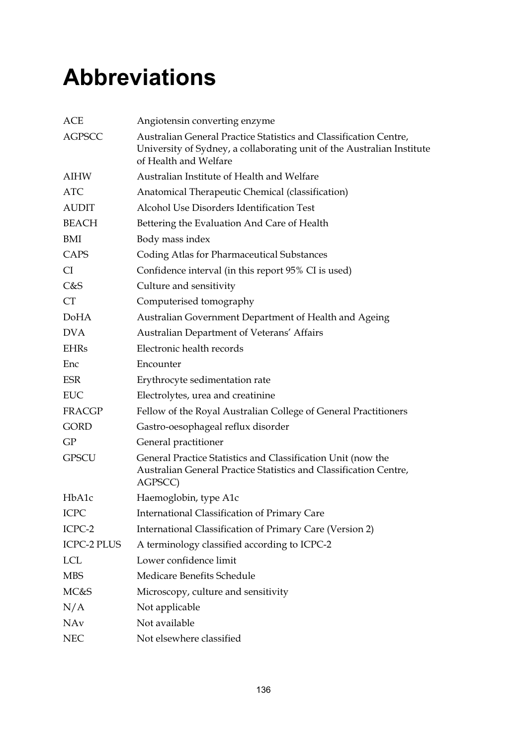# Abbreviations

| | |
|---|---|
| ACE | Angiotensin converting enzyme |
| AGPSCC | Australian General Practice Statistics and Classification Centre, University of Sydney, a collaborating unit of the Australian Institute of Health and Welfare |
| AIHW | Australian Institute of Health and Welfare |
| ATC | Anatomical Therapeutic Chemical (classification) |
| AUDIT | Alcohol Use Disorders Identification Test |
| BEACH | Bettering the Evaluation And Care of Health |
| BMI | Body mass index |
| CAPS | Coding Atlas for Pharmaceutical Substances |
| CI | Confidence interval (in this report 95% CI is used) |
| C&S | Culture and sensitivity |
| CT | Computerised tomography |
| DoHA | Australian Government Department of Health and Ageing |
| DVA | Australian Department of Veterans' Affairs |
| EHRs | Electronic health records |
| Enc | Encounter |
| ESR | Erythrocyte sedimentation rate |
| EUC | Electrolytes, urea and creatinine |
| FRACGP | Fellow of the Royal Australian College of General Practitioners |
| GORD | Gastro-oesophageal reflux disorder |
| GP | General practitioner |
| GPSCU | General Practice Statistics and Classification Unit (now the Australian General Practice Statistics and Classification Centre, AGPSCC) |
| HbA1c | Haemoglobin, type A1c |
| ICPC | International Classification of Primary Care |
| ICPC-2 | International Classification of Primary Care (Version 2) |
| ICPC-2 PLUS | A terminology classified according to ICPC-2 |
| LCL | Lower confidence limit |
| MBS | Medicare Benefits Schedule |
| MC&S | Microscopy, culture and sensitivity |
| N/A | Not applicable |
| NAv | Not available |
| NEC | Not elsewhere classified |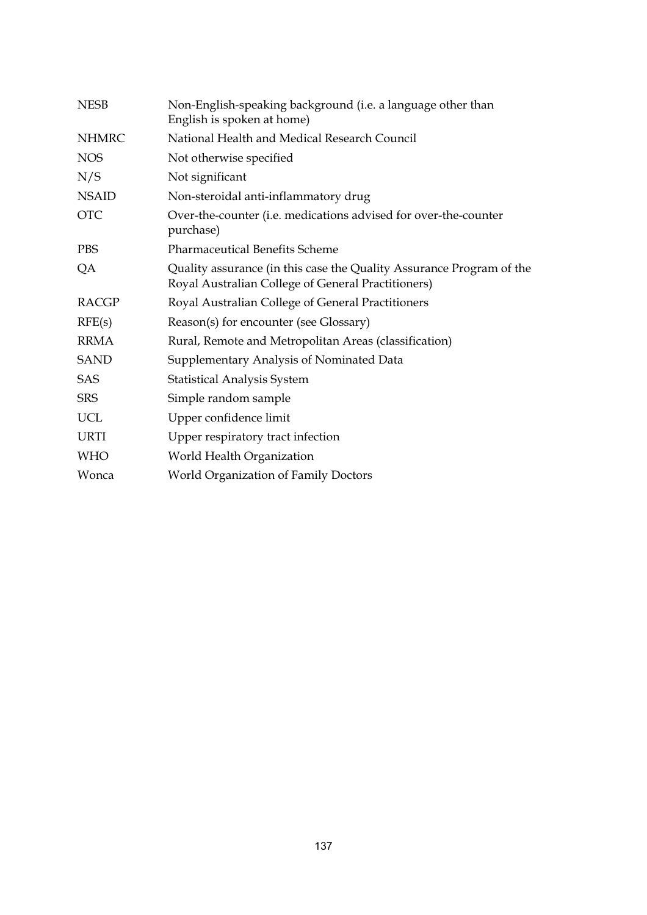| | |
|---|---|
| NESB | Non-English-speaking background (i.e. a language other than English is spoken at home) |
| NHMRC | National Health and Medical Research Council |
| NOS | Not otherwise specified |
| N/S | Not significant |
| NSAID | Non-steroidal anti-inflammatory drug |
| OTC | Over-the-counter (i.e. medications advised for over-the-counter purchase) |
| PBS | Pharmaceutical Benefits Scheme |
| QA | Quality assurance (in this case the Quality Assurance Program of the Royal Australian College of General Practitioners) |
| RACGP | Royal Australian College of General Practitioners |
| RFE(s) | Reason(s) for encounter (see Glossary) |
| RRMA | Rural, Remote and Metropolitan Areas (classification) |
| SAND | Supplementary Analysis of Nominated Data |
| SAS | Statistical Analysis System |
| SRS | Simple random sample |
| UCL | Upper confidence limit |
| URTI | Upper respiratory tract infection |
| WHO | World Health Organization |
| Wonca | World Organization of Family Doctors |